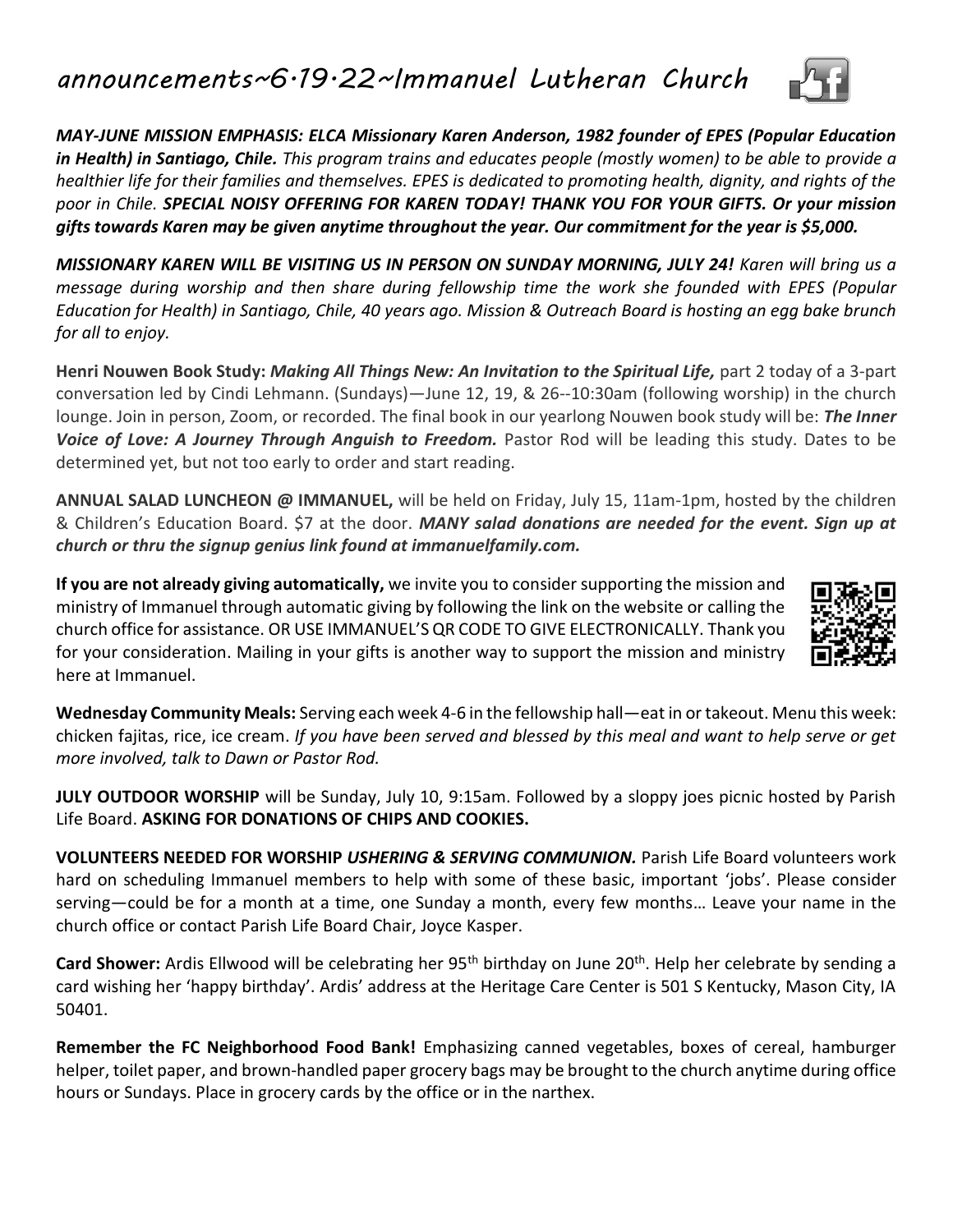# *announcements~6·19·22~Immanuel Lutheran Church*

***MAY-JUNE MISSION EMPHASIS: ELCA Missionary Karen Anderson, 1982 founder of EPES (Popular Education in Health) in Santiago, Chile.*** *This program trains and educates people (mostly women) to be able to provide a healthier life for their families and themselves. EPES is dedicated to promoting health, dignity, and rights of the poor in Chile.* ***SPECIAL NOISY OFFERING FOR KAREN TODAY! THANK YOU FOR YOUR GIFTS. Or your mission gifts towards Karen may be given anytime throughout the year. Our commitment for the year is $5,000.***

***MISSIONARY KAREN WILL BE VISITING US IN PERSON ON SUNDAY MORNING, JULY 24!*** *Karen will bring us a message during worship and then share during fellowship time the work she founded with EPES (Popular Education for Health) in Santiago, Chile, 40 years ago. Mission & Outreach Board is hosting an egg bake brunch for all to enjoy.*

**Henri Nouwen Book Study:** ***Making All Things New: An Invitation to the Spiritual Life,*** part 2 today of a 3-part conversation led by Cindi Lehmann. (Sundays)—June 12, 19, & 26--10:30am (following worship) in the church lounge. Join in person, Zoom, or recorded. The final book in our yearlong Nouwen book study will be: ***The Inner Voice of Love: A Journey Through Anguish to Freedom.*** Pastor Rod will be leading this study. Dates to be determined yet, but not too early to order and start reading.

**ANNUAL SALAD LUNCHEON @ IMMANUEL,** will be held on Friday, July 15, 11am-1pm, hosted by the children & Children's Education Board. $7 at the door. ***MANY salad donations are needed for the event. Sign up at church or thru the signup genius link found at immanuelfamily.com.***

**If you are not already giving automatically,** we invite you to consider supporting the mission and ministry of Immanuel through automatic giving by following the link on the website or calling the church office for assistance. OR USE IMMANUEL'S QR CODE TO GIVE ELECTRONICALLY. Thank you for your consideration. Mailing in your gifts is another way to support the mission and ministry here at Immanuel.

**Wednesday Community Meals:** Serving each week 4-6 in the fellowship hall—eat in or takeout. Menu this week: chicken fajitas, rice, ice cream. *If you have been served and blessed by this meal and want to help serve or get more involved, talk to Dawn or Pastor Rod.*

**JULY OUTDOOR WORSHIP** will be Sunday, July 10, 9:15am. Followed by a sloppy joes picnic hosted by Parish Life Board. **ASKING FOR DONATIONS OF CHIPS AND COOKIES.**

**VOLUNTEERS NEEDED FOR WORSHIP *USHERING & SERVING COMMUNION.*** Parish Life Board volunteers work hard on scheduling Immanuel members to help with some of these basic, important 'jobs'. Please consider serving—could be for a month at a time, one Sunday a month, every few months… Leave your name in the church office or contact Parish Life Board Chair, Joyce Kasper.

**Card Shower:** Ardis Ellwood will be celebrating her 95th birthday on June 20th. Help her celebrate by sending a card wishing her 'happy birthday'. Ardis' address at the Heritage Care Center is 501 S Kentucky, Mason City, IA 50401.

**Remember the FC Neighborhood Food Bank!** Emphasizing canned vegetables, boxes of cereal, hamburger helper, toilet paper, and brown-handled paper grocery bags may be brought to the church anytime during office hours or Sundays. Place in grocery cards by the office or in the narthex.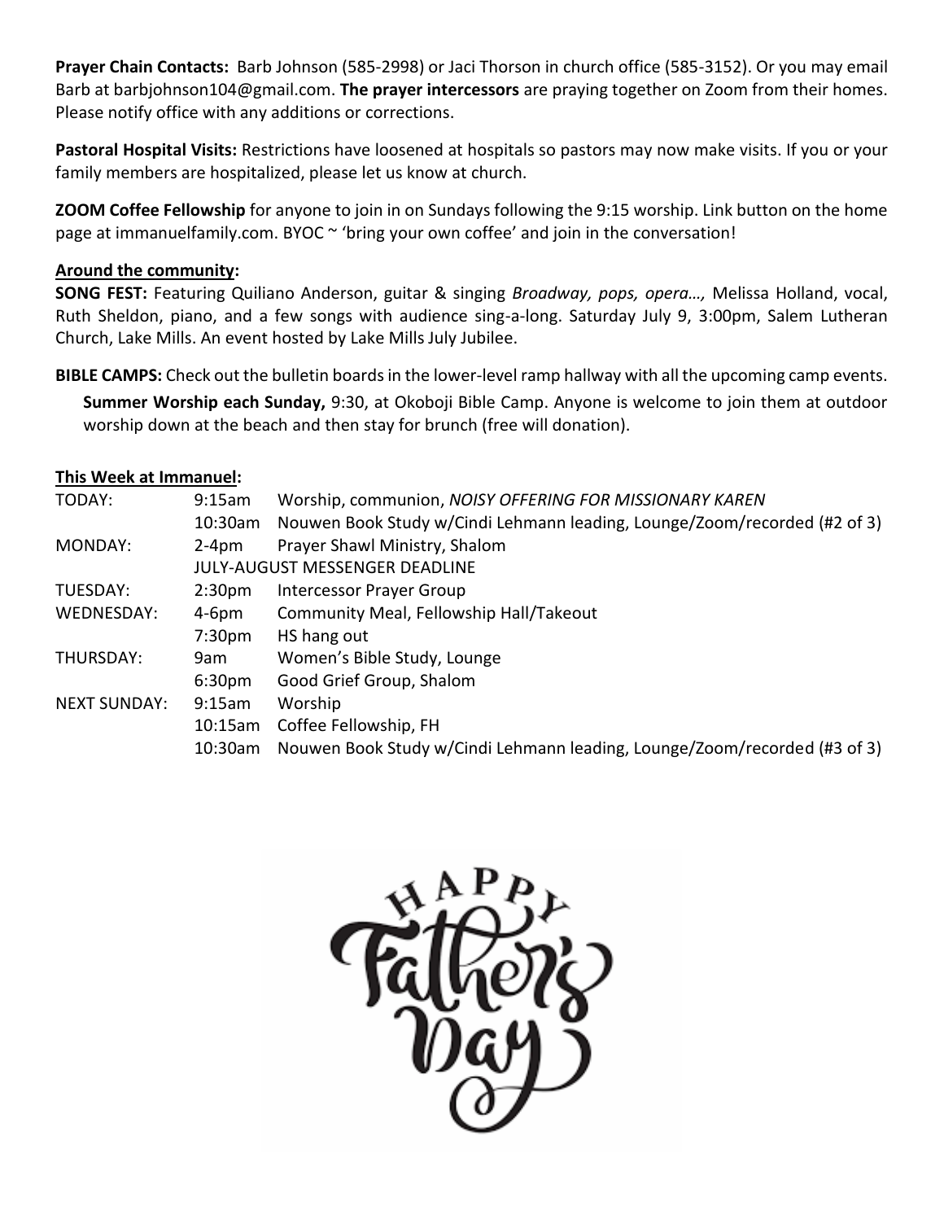**Prayer Chain Contacts:** Barb Johnson (585-2998) or Jaci Thorson in church office (585-3152). Or you may email Barb at barbjohnson104@gmail.com. **The prayer intercessors** are praying together on Zoom from their homes. Please notify office with any additions or corrections.

**Pastoral Hospital Visits:** Restrictions have loosened at hospitals so pastors may now make visits. If you or your family members are hospitalized, please let us know at church.

**ZOOM Coffee Fellowship** for anyone to join in on Sundays following the 9:15 worship. Link button on the home page at immanuelfamily.com. BYOC ~ 'bring your own coffee' and join in the conversation!

**Around the community:**

**SONG FEST:** Featuring Quiliano Anderson, guitar & singing *Broadway, pops, opera…,* Melissa Holland, vocal, Ruth Sheldon, piano, and a few songs with audience sing-a-long. Saturday July 9, 3:00pm, Salem Lutheran Church, Lake Mills. An event hosted by Lake Mills July Jubilee.

**BIBLE CAMPS:** Check out the bulletin boards in the lower-level ramp hallway with all the upcoming camp events.

**Summer Worship each Sunday,** 9:30, at Okoboji Bible Camp. Anyone is welcome to join them at outdoor worship down at the beach and then stay for brunch (free will donation).

**This Week at Immanuel:**

| | | |
|---|---|---|
| TODAY: | 9:15am | Worship, communion, *NOISY OFFERING FOR MISSIONARY KAREN* |
| | 10:30am | Nouwen Book Study w/Cindi Lehmann leading, Lounge/Zoom/recorded (#2 of 3) |
| MONDAY: | 2-4pm | Prayer Shawl Ministry, Shalom |
| | JULY-AUGUST MESSENGER DEADLINE | |
| TUESDAY: | 2:30pm | Intercessor Prayer Group |
| WEDNESDAY: | 4-6pm | Community Meal, Fellowship Hall/Takeout |
| | 7:30pm | HS hang out |
| THURSDAY: | 9am | Women's Bible Study, Lounge |
| | 6:30pm | Good Grief Group, Shalom |
| NEXT SUNDAY: | 9:15am | Worship |
| | 10:15am | Coffee Fellowship, FH |
| | 10:30am | Nouwen Book Study w/Cindi Lehmann leading, Lounge/Zoom/recorded (#3 of 3) |

HAPPY Father's Day